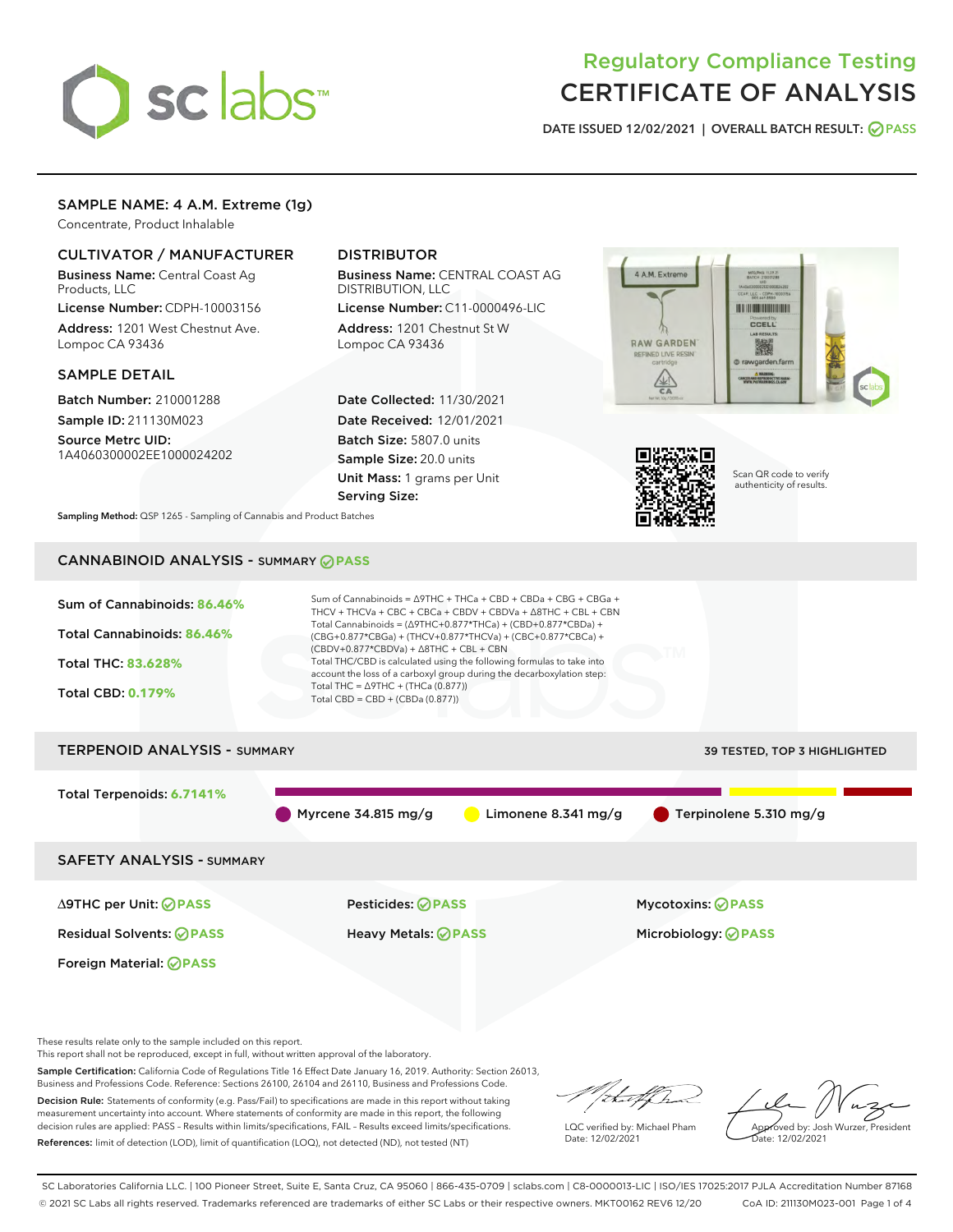# Regulatory Compliance Testing
# CERTIFICATE OF ANALYSIS

DATE ISSUED 12/02/2021 | OVERALL BATCH RESULT: PASS

## SAMPLE NAME: 4 A.M. Extreme (1g)

Concentrate, Product Inhalable

### CULTIVATOR / MANUFACTURER

**Business Name:** Central Coast Ag Products, LLC
**License Number:** CDPH-10003156
**Address:** 1201 West Chestnut Ave. Lompoc CA 93436

### DISTRIBUTOR

**Business Name:** CENTRAL COAST AG DISTRIBUTION, LLC
**License Number:** C11-0000496-LIC
**Address:** 1201 Chestnut St W Lompoc CA 93436

### SAMPLE DETAIL

**Batch Number:** 210001288
**Sample ID:** 211130M023
**Source Metrc UID:** 1A4060300002EE1000024202

**Date Collected:** 11/30/2021
**Date Received:** 12/01/2021
**Batch Size:** 5807.0 units
**Sample Size:** 20.0 units
**Unit Mass:** 1 grams per Unit
**Serving Size:**

Scan QR code to verify authenticity of results.

**Sampling Method:** QSP 1265 - Sampling of Cannabis and Product Batches

## CANNABINOID ANALYSIS - SUMMARY PASS

- Sum of Cannabinoids: **86.46%**
- Total Cannabinoids: **86.46%**
- Total THC: **83.628%**
- Total CBD: **0.179%**

Sum of Cannabinoids = Δ9THC + THCa + CBD + CBDa + CBG + CBGa + THCV + THCVa + CBC + CBCa + CBDV + CBDVa + Δ8THC + CBL + CBN
Total Cannabinoids = (Δ9THC+0.877*THCa) + (CBD+0.877*CBDa) + (CBG+0.877*CBGa) + (THCV+0.877*THCVa) + (CBC+0.877*CBCa) + (CBDV+0.877*CBDVa) + Δ8THC + CBL + CBN
Total THC/CBD is calculated using the following formulas to take into account the loss of a carboxyl group during the decarboxylation step:
Total THC = Δ9THC + (THCa (0.877))
Total CBD = CBD + (CBDa (0.877))

## TERPENOID ANALYSIS - SUMMARY

39 TESTED, TOP 3 HIGHLIGHTED

Total Terpenoids: **6.7141%**

- Myrcene 34.815 mg/g
- Limonene 8.341 mg/g
- Terpinolene 5.310 mg/g

## SAFETY ANALYSIS - SUMMARY

| | | |
|---|---|---|
| Δ9THC per Unit: PASS | Pesticides: PASS | Mycotoxins: PASS |
| Residual Solvents: PASS | Heavy Metals: PASS | Microbiology: PASS |
| Foreign Material: PASS | | |

These results relate only to the sample included on this report.
This report shall not be reproduced, except in full, without written approval of the laboratory.

**Sample Certification:** California Code of Regulations Title 16 Effect Date January 16, 2019. Authority: Section 26013, Business and Professions Code. Reference: Sections 26100, 26104 and 26110, Business and Professions Code.

**Decision Rule:** Statements of conformity (e.g. Pass/Fail) to specifications are made in this report without taking measurement uncertainty into account. Where statements of conformity are made in this report, the following decision rules are applied: PASS – Results within limits/specifications, FAIL – Results exceed limits/specifications.

**References:** limit of detection (LOD), limit of quantification (LOQ), not detected (ND), not tested (NT)

LQC verified by: Michael Pham
Date: 12/02/2021

Approved by: Josh Wurzer, President
Date: 12/02/2021

SC Laboratories California LLC. | 100 Pioneer Street, Suite E, Santa Cruz, CA 95060 | 866-435-0709 | sclabs.com | C8-0000013-LIC | ISO/IES 17025:2017 PJLA Accreditation Number 87168
© 2021 SC Labs all rights reserved. Trademarks referenced are trademarks of either SC Labs or their respective owners. MKT00162 REV6 12/20 CoA ID: 211130M023-001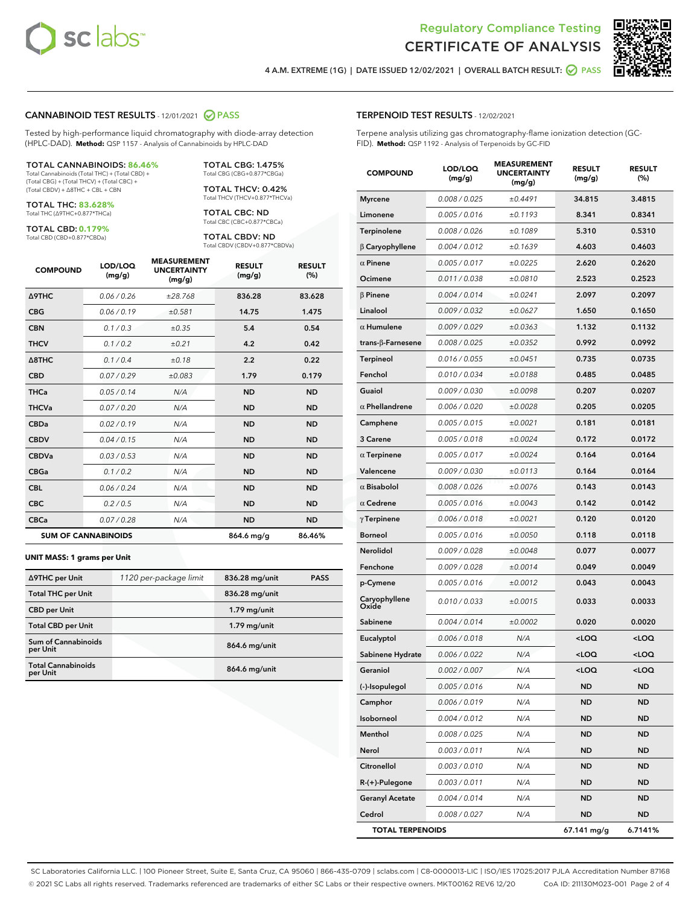# Regulatory Compliance Testing
# CERTIFICATE OF ANALYSIS

4 A.M. EXTREME (1G) | DATE ISSUED 12/02/2021 | OVERALL BATCH RESULT: PASS

## CANNABINOID TEST RESULTS - 12/01/2021 PASS

Tested by high-performance liquid chromatography with diode-array detection (HPLC-DAD). **Method:** QSP 1157 - Analysis of Cannabinoids by HPLC-DAD

**TOTAL CANNABINOIDS: 86.46%**
Total Cannabinoids (Total THC) + (Total CBD) + (Total CBG) + (Total THCV) + (Total CBC) + (Total CBDV) + Δ8THC + CBL + CBN

**TOTAL THC: 83.628%**
Total THC (Δ9THC+0.877*THCa)

**TOTAL CBD: 0.179%**
Total CBD (CBD+0.877*CBDa)

**TOTAL CBG: 1.475%**
Total CBG (CBG+0.877*CBGa)

**TOTAL THCV: 0.42%**
Total THCV (THCV+0.877*THCVa)

**TOTAL CBC: ND**
Total CBC (CBC+0.877*CBCa)

**TOTAL CBDV: ND**
Total CBDV (CBDV+0.877*CBDVa)

| COMPOUND | LOD/LOQ (mg/g) | MEASUREMENT UNCERTAINTY (mg/g) | RESULT (mg/g) | RESULT (%) |
|---|---|---|---|---|
| Δ9THC | 0.06 / 0.26 | ±28.768 | 836.28 | 83.628 |
| CBG | 0.06 / 0.19 | ±0.581 | 14.75 | 1.475 |
| CBN | 0.1 / 0.3 | ±0.35 | 5.4 | 0.54 |
| THCV | 0.1 / 0.2 | ±0.21 | 4.2 | 0.42 |
| Δ8THC | 0.1 / 0.4 | ±0.18 | 2.2 | 0.22 |
| CBD | 0.07 / 0.29 | ±0.083 | 1.79 | 0.179 |
| THCa | 0.05 / 0.14 | N/A | ND | ND |
| THCVa | 0.07 / 0.20 | N/A | ND | ND |
| CBDa | 0.02 / 0.19 | N/A | ND | ND |
| CBDV | 0.04 / 0.15 | N/A | ND | ND |
| CBDVa | 0.03 / 0.53 | N/A | ND | ND |
| CBGa | 0.1 / 0.2 | N/A | ND | ND |
| CBL | 0.06 / 0.24 | N/A | ND | ND |
| CBC | 0.2 / 0.5 | N/A | ND | ND |
| CBCa | 0.07 / 0.28 | N/A | ND | ND |
| **SUM OF CANNABINOIDS** | | | 864.6 mg/g | 86.46% |

**UNIT MASS: 1 grams per Unit**

| | | | |
|---|---|---|---|
| Δ9THC per Unit | 1120 per-package limit | 836.28 mg/unit | PASS |
| Total THC per Unit | | 836.28 mg/unit | |
| CBD per Unit | | 1.79 mg/unit | |
| Total CBD per Unit | | 1.79 mg/unit | |
| Sum of Cannabinoids per Unit | | 864.6 mg/unit | |
| Total Cannabinoids per Unit | | 864.6 mg/unit | |

## TERPENOID TEST RESULTS - 12/02/2021

Terpene analysis utilizing gas chromatography-flame ionization detection (GC-FID). **Method:** QSP 1192 - Analysis of Terpenoids by GC-FID

| COMPOUND | LOD/LOQ (mg/g) | MEASUREMENT UNCERTAINTY (mg/g) | RESULT (mg/g) | RESULT (%) |
|---|---|---|---|---|
| Myrcene | 0.008 / 0.025 | ±0.4491 | 34.815 | 3.4815 |
| Limonene | 0.005 / 0.016 | ±0.1193 | 8.341 | 0.8341 |
| Terpinolene | 0.008 / 0.026 | ±0.1089 | 5.310 | 0.5310 |
| β Caryophyllene | 0.004 / 0.012 | ±0.1639 | 4.603 | 0.4603 |
| α Pinene | 0.005 / 0.017 | ±0.0225 | 2.620 | 0.2620 |
| Ocimene | 0.011 / 0.038 | ±0.0810 | 2.523 | 0.2523 |
| β Pinene | 0.004 / 0.014 | ±0.0241 | 2.097 | 0.2097 |
| Linalool | 0.009 / 0.032 | ±0.0627 | 1.650 | 0.1650 |
| α Humulene | 0.009 / 0.029 | ±0.0363 | 1.132 | 0.1132 |
| trans-β-Farnesene | 0.008 / 0.025 | ±0.0352 | 0.992 | 0.0992 |
| Terpineol | 0.016 / 0.055 | ±0.0451 | 0.735 | 0.0735 |
| Fenchol | 0.010 / 0.034 | ±0.0188 | 0.485 | 0.0485 |
| Guaiol | 0.009 / 0.030 | ±0.0098 | 0.207 | 0.0207 |
| α Phellandrene | 0.006 / 0.020 | ±0.0028 | 0.205 | 0.0205 |
| Camphene | 0.005 / 0.015 | ±0.0021 | 0.181 | 0.0181 |
| 3 Carene | 0.005 / 0.018 | ±0.0024 | 0.172 | 0.0172 |
| α Terpinene | 0.005 / 0.017 | ±0.0024 | 0.164 | 0.0164 |
| Valencene | 0.009 / 0.030 | ±0.0113 | 0.164 | 0.0164 |
| α Bisabolol | 0.008 / 0.026 | ±0.0076 | 0.143 | 0.0143 |
| α Cedrene | 0.005 / 0.016 | ±0.0043 | 0.142 | 0.0142 |
| γ Terpinene | 0.006 / 0.018 | ±0.0021 | 0.120 | 0.0120 |
| Borneol | 0.005 / 0.016 | ±0.0050 | 0.118 | 0.0118 |
| Nerolidol | 0.009 / 0.028 | ±0.0048 | 0.077 | 0.0077 |
| Fenchone | 0.009 / 0.028 | ±0.0014 | 0.049 | 0.0049 |
| p-Cymene | 0.005 / 0.016 | ±0.0012 | 0.043 | 0.0043 |
| Caryophyllene Oxide | 0.010 / 0.033 | ±0.0015 | 0.033 | 0.0033 |
| Sabinene | 0.004 / 0.014 | ±0.0002 | 0.020 | 0.0020 |
| Eucalyptol | 0.006 / 0.018 | N/A | <LOQ | <LOQ |
| Sabinene Hydrate | 0.006 / 0.022 | N/A | <LOQ | <LOQ |
| Geraniol | 0.002 / 0.007 | N/A | <LOQ | <LOQ |
| (-)-Isopulegol | 0.005 / 0.016 | N/A | ND | ND |
| Camphor | 0.006 / 0.019 | N/A | ND | ND |
| Isoborneol | 0.004 / 0.012 | N/A | ND | ND |
| Menthol | 0.008 / 0.025 | N/A | ND | ND |
| Nerol | 0.003 / 0.011 | N/A | ND | ND |
| Citronellol | 0.003 / 0.010 | N/A | ND | ND |
| R-(+)-Pulegone | 0.003 / 0.011 | N/A | ND | ND |
| Geranyl Acetate | 0.004 / 0.014 | N/A | ND | ND |
| Cedrol | 0.008 / 0.027 | N/A | ND | ND |
| **TOTAL TERPENOIDS** | | | 67.141 mg/g | 6.7141% |

SC Laboratories California LLC. | 100 Pioneer Street, Suite E, Santa Cruz, CA 95060 | 866-435-0709 | sclabs.com | C8-0000013-LIC | ISO/IES 17025:2017 PJLA Accreditation Number 87168
© 2021 SC Labs all rights reserved. Trademarks referenced are trademarks of either SC Labs or their respective owners. MKT00162 REV6 12/20 CoA ID: 211130M023-001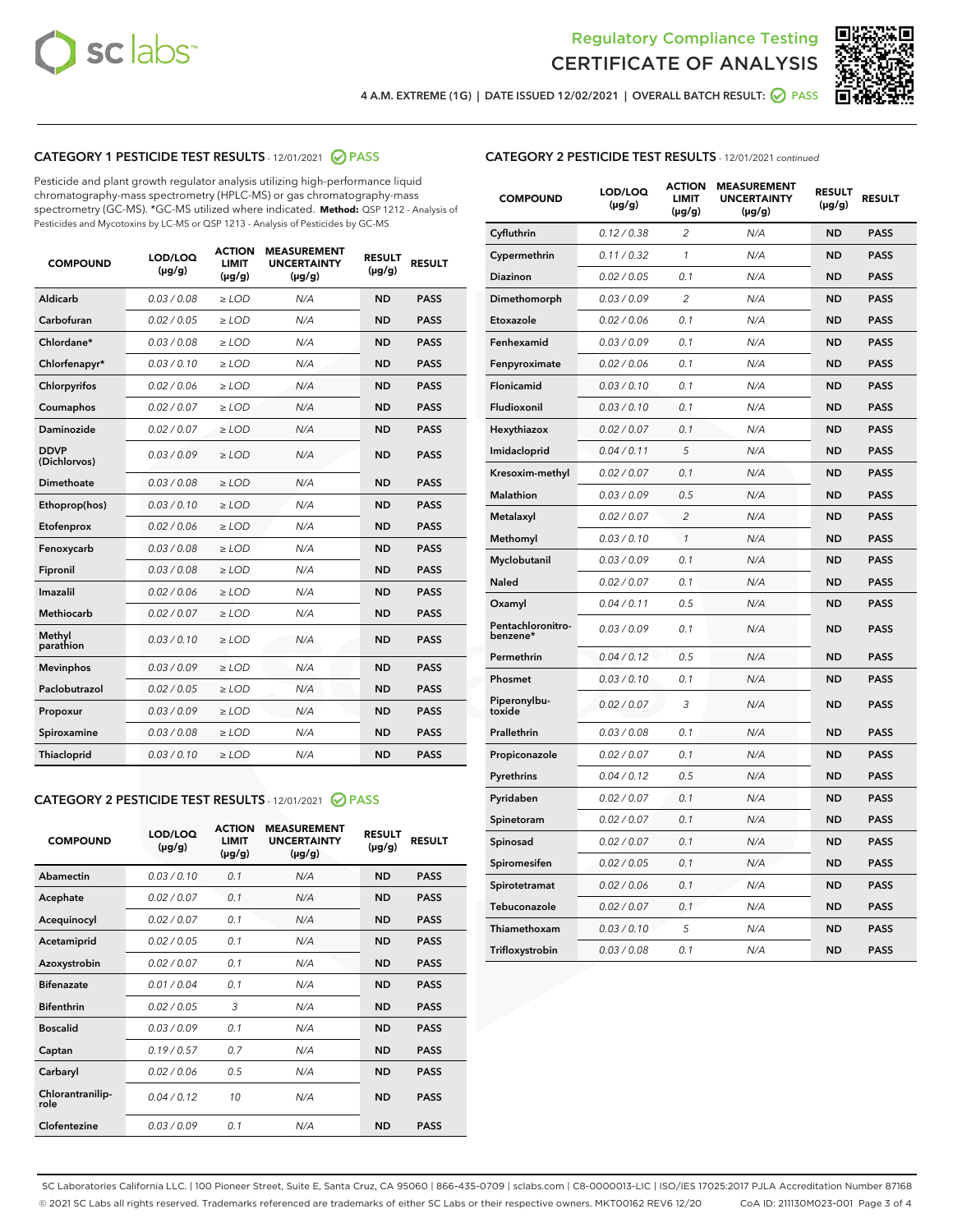Regulatory Compliance Testing
CERTIFICATE OF ANALYSIS

4 A.M. EXTREME (1G) | DATE ISSUED 12/02/2021 | OVERALL BATCH RESULT: PASS

## CATEGORY 1 PESTICIDE TEST RESULTS - 12/01/2021 PASS

Pesticide and plant growth regulator analysis utilizing high-performance liquid chromatography-mass spectrometry (HPLC-MS) or gas chromatography-mass spectrometry (GC-MS). *GC-MS utilized where indicated. **Method:** QSP 1212 - Analysis of Pesticides and Mycotoxins by LC-MS or QSP 1213 - Analysis of Pesticides by GC-MS

| COMPOUND | LOD/LOQ (µg/g) | ACTION LIMIT (µg/g) | MEASUREMENT UNCERTAINTY (µg/g) | RESULT (µg/g) | RESULT |
|---|---|---|---|---|---|
| Aldicarb | 0.03 / 0.08 | ≥ LOD | N/A | ND | PASS |
| Carbofuran | 0.02 / 0.05 | ≥ LOD | N/A | ND | PASS |
| Chlordane* | 0.03 / 0.08 | ≥ LOD | N/A | ND | PASS |
| Chlorfenapyr* | 0.03 / 0.10 | ≥ LOD | N/A | ND | PASS |
| Chlorpyrifos | 0.02 / 0.06 | ≥ LOD | N/A | ND | PASS |
| Coumaphos | 0.02 / 0.07 | ≥ LOD | N/A | ND | PASS |
| Daminozide | 0.02 / 0.07 | ≥ LOD | N/A | ND | PASS |
| DDVP (Dichlorvos) | 0.03 / 0.09 | ≥ LOD | N/A | ND | PASS |
| Dimethoate | 0.03 / 0.08 | ≥ LOD | N/A | ND | PASS |
| Ethoprop(hos) | 0.03 / 0.10 | ≥ LOD | N/A | ND | PASS |
| Etofenprox | 0.02 / 0.06 | ≥ LOD | N/A | ND | PASS |
| Fenoxycarb | 0.03 / 0.08 | ≥ LOD | N/A | ND | PASS |
| Fipronil | 0.03 / 0.08 | ≥ LOD | N/A | ND | PASS |
| Imazalil | 0.02 / 0.06 | ≥ LOD | N/A | ND | PASS |
| Methiocarb | 0.02 / 0.07 | ≥ LOD | N/A | ND | PASS |
| Methyl parathion | 0.03 / 0.10 | ≥ LOD | N/A | ND | PASS |
| Mevinphos | 0.03 / 0.09 | ≥ LOD | N/A | ND | PASS |
| Paclobutrazol | 0.02 / 0.05 | ≥ LOD | N/A | ND | PASS |
| Propoxur | 0.03 / 0.09 | ≥ LOD | N/A | ND | PASS |
| Spiroxamine | 0.03 / 0.08 | ≥ LOD | N/A | ND | PASS |
| Thiacloprid | 0.03 / 0.10 | ≥ LOD | N/A | ND | PASS |

## CATEGORY 2 PESTICIDE TEST RESULTS - 12/01/2021 PASS

| COMPOUND | LOD/LOQ (µg/g) | ACTION LIMIT (µg/g) | MEASUREMENT UNCERTAINTY (µg/g) | RESULT (µg/g) | RESULT |
|---|---|---|---|---|---|
| Abamectin | 0.03 / 0.10 | 0.1 | N/A | ND | PASS |
| Acephate | 0.02 / 0.07 | 0.1 | N/A | ND | PASS |
| Acequinocyl | 0.02 / 0.07 | 0.1 | N/A | ND | PASS |
| Acetamiprid | 0.02 / 0.05 | 0.1 | N/A | ND | PASS |
| Azoxystrobin | 0.02 / 0.07 | 0.1 | N/A | ND | PASS |
| Bifenazate | 0.01 / 0.04 | 0.1 | N/A | ND | PASS |
| Bifenthrin | 0.02 / 0.05 | 3 | N/A | ND | PASS |
| Boscalid | 0.03 / 0.09 | 0.1 | N/A | ND | PASS |
| Captan | 0.19 / 0.57 | 0.7 | N/A | ND | PASS |
| Carbaryl | 0.02 / 0.06 | 0.5 | N/A | ND | PASS |
| Chlorantraniliprole | 0.04 / 0.12 | 10 | N/A | ND | PASS |
| Clofentezine | 0.03 / 0.09 | 0.1 | N/A | ND | PASS |
| Cyfluthrin | 0.12 / 0.38 | 2 | N/A | ND | PASS |
| Cypermethrin | 0.11 / 0.32 | 1 | N/A | ND | PASS |
| Diazinon | 0.02 / 0.05 | 0.1 | N/A | ND | PASS |
| Dimethomorph | 0.03 / 0.09 | 2 | N/A | ND | PASS |
| Etoxazole | 0.02 / 0.06 | 0.1 | N/A | ND | PASS |
| Fenhexamid | 0.03 / 0.09 | 0.1 | N/A | ND | PASS |
| Fenpyroximate | 0.02 / 0.06 | 0.1 | N/A | ND | PASS |
| Flonicamid | 0.03 / 0.10 | 0.1 | N/A | ND | PASS |
| Fludioxonil | 0.03 / 0.10 | 0.1 | N/A | ND | PASS |
| Hexythiazox | 0.02 / 0.07 | 0.1 | N/A | ND | PASS |
| Imidacloprid | 0.04 / 0.11 | 5 | N/A | ND | PASS |
| Kresoxim-methyl | 0.02 / 0.07 | 0.1 | N/A | ND | PASS |
| Malathion | 0.03 / 0.09 | 0.5 | N/A | ND | PASS |
| Metalaxyl | 0.02 / 0.07 | 2 | N/A | ND | PASS |
| Methomyl | 0.03 / 0.10 | 1 | N/A | ND | PASS |
| Myclobutanil | 0.03 / 0.09 | 0.1 | N/A | ND | PASS |
| Naled | 0.02 / 0.07 | 0.1 | N/A | ND | PASS |
| Oxamyl | 0.04 / 0.11 | 0.5 | N/A | ND | PASS |
| Pentachloronitrobenzene* | 0.03 / 0.09 | 0.1 | N/A | ND | PASS |
| Permethrin | 0.04 / 0.12 | 0.5 | N/A | ND | PASS |
| Phosmet | 0.03 / 0.10 | 0.1 | N/A | ND | PASS |
| Piperonylbutoxide | 0.02 / 0.07 | 3 | N/A | ND | PASS |
| Prallethrin | 0.03 / 0.08 | 0.1 | N/A | ND | PASS |
| Propiconazole | 0.02 / 0.07 | 0.1 | N/A | ND | PASS |
| Pyrethrins | 0.04 / 0.12 | 0.5 | N/A | ND | PASS |
| Pyridaben | 0.02 / 0.07 | 0.1 | N/A | ND | PASS |
| Spinetoram | 0.02 / 0.07 | 0.1 | N/A | ND | PASS |
| Spinosad | 0.02 / 0.07 | 0.1 | N/A | ND | PASS |
| Spiromesifen | 0.02 / 0.05 | 0.1 | N/A | ND | PASS |
| Spirotetramat | 0.02 / 0.06 | 0.1 | N/A | ND | PASS |
| Tebuconazole | 0.02 / 0.07 | 0.1 | N/A | ND | PASS |
| Thiamethoxam | 0.03 / 0.10 | 5 | N/A | ND | PASS |
| Trifloxystrobin | 0.03 / 0.08 | 0.1 | N/A | ND | PASS |

SC Laboratories California LLC. | 100 Pioneer Street, Suite E, Santa Cruz, CA 95060 | 866-435-0709 | sclabs.com | C8-0000013-LIC | ISO/IES 17025:2017 PJLA Accreditation Number 87168
© 2021 SC Labs all rights reserved. Trademarks referenced are trademarks of either SC Labs or their respective owners. MKT00162 REV6 12/20 CoA ID: 211130M023-001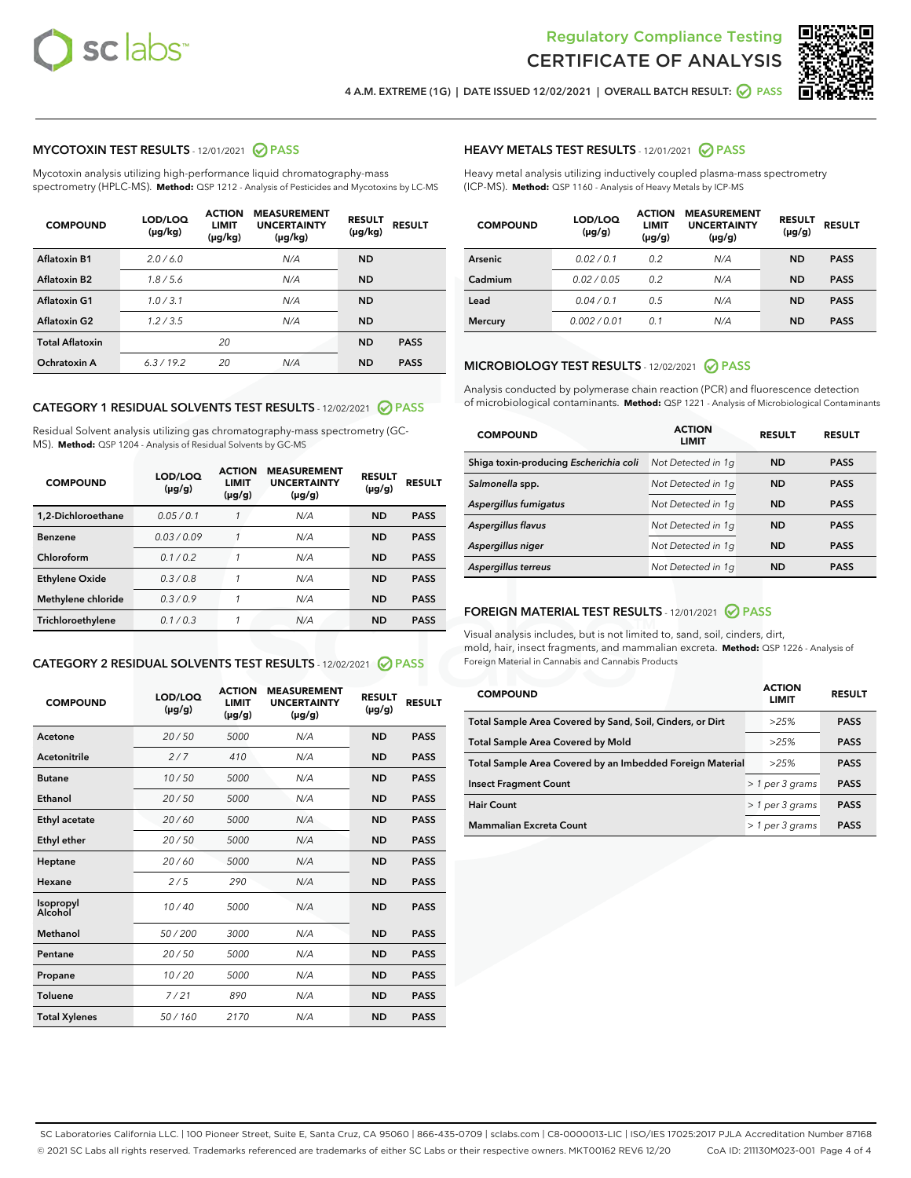Regulatory Compliance Testing

# CERTIFICATE OF ANALYSIS

4 A.M. EXTREME (1G) | DATE ISSUED 12/02/2021 | OVERALL BATCH RESULT: PASS

## MYCOTOXIN TEST RESULTS - 12/01/2021 PASS

Mycotoxin analysis utilizing high-performance liquid chromatography-mass spectrometry (HPLC-MS). **Method:** QSP 1212 - Analysis of Pesticides and Mycotoxins by LC-MS

| COMPOUND | LOD/LOQ (µg/kg) | ACTION LIMIT (µg/kg) | MEASUREMENT UNCERTAINTY (µg/kg) | RESULT (µg/kg) | RESULT |
|---|---|---|---|---|---|
| Aflatoxin B1 | 2.0 / 6.0 | | N/A | ND | |
| Aflatoxin B2 | 1.8 / 5.6 | | N/A | ND | |
| Aflatoxin G1 | 1.0 / 3.1 | | N/A | ND | |
| Aflatoxin G2 | 1.2 / 3.5 | | N/A | ND | |
| Total Aflatoxin | | 20 | | ND | PASS |
| Ochratoxin A | 6.3 / 19.2 | 20 | N/A | ND | PASS |

## CATEGORY 1 RESIDUAL SOLVENTS TEST RESULTS - 12/02/2021 PASS

Residual Solvent analysis utilizing gas chromatography-mass spectrometry (GC-MS). **Method:** QSP 1204 - Analysis of Residual Solvents by GC-MS

| COMPOUND | LOD/LOQ (µg/g) | ACTION LIMIT (µg/g) | MEASUREMENT UNCERTAINTY (µg/g) | RESULT (µg/g) | RESULT |
|---|---|---|---|---|---|
| 1,2-Dichloroethane | 0.05 / 0.1 | 1 | N/A | ND | PASS |
| Benzene | 0.03 / 0.09 | 1 | N/A | ND | PASS |
| Chloroform | 0.1 / 0.2 | 1 | N/A | ND | PASS |
| Ethylene Oxide | 0.3 / 0.8 | 1 | N/A | ND | PASS |
| Methylene chloride | 0.3 / 0.9 | 1 | N/A | ND | PASS |
| Trichloroethylene | 0.1 / 0.3 | 1 | N/A | ND | PASS |

## CATEGORY 2 RESIDUAL SOLVENTS TEST RESULTS - 12/02/2021 PASS

| COMPOUND | LOD/LOQ (µg/g) | ACTION LIMIT (µg/g) | MEASUREMENT UNCERTAINTY (µg/g) | RESULT (µg/g) | RESULT |
|---|---|---|---|---|---|
| Acetone | 20 / 50 | 5000 | N/A | ND | PASS |
| Acetonitrile | 2 / 7 | 410 | N/A | ND | PASS |
| Butane | 10 / 50 | 5000 | N/A | ND | PASS |
| Ethanol | 20 / 50 | 5000 | N/A | ND | PASS |
| Ethyl acetate | 20 / 60 | 5000 | N/A | ND | PASS |
| Ethyl ether | 20 / 50 | 5000 | N/A | ND | PASS |
| Heptane | 20 / 60 | 5000 | N/A | ND | PASS |
| Hexane | 2 / 5 | 290 | N/A | ND | PASS |
| Isopropyl Alcohol | 10 / 40 | 5000 | N/A | ND | PASS |
| Methanol | 50 / 200 | 3000 | N/A | ND | PASS |
| Pentane | 20 / 50 | 5000 | N/A | ND | PASS |
| Propane | 10 / 20 | 5000 | N/A | ND | PASS |
| Toluene | 7 / 21 | 890 | N/A | ND | PASS |
| Total Xylenes | 50 / 160 | 2170 | N/A | ND | PASS |

## HEAVY METALS TEST RESULTS - 12/01/2021 PASS

Heavy metal analysis utilizing inductively coupled plasma-mass spectrometry (ICP-MS). **Method:** QSP 1160 - Analysis of Heavy Metals by ICP-MS

| COMPOUND | LOD/LOQ (µg/g) | ACTION LIMIT (µg/g) | MEASUREMENT UNCERTAINTY (µg/g) | RESULT (µg/g) | RESULT |
|---|---|---|---|---|---|
| Arsenic | 0.02 / 0.1 | 0.2 | N/A | ND | PASS |
| Cadmium | 0.02 / 0.05 | 0.2 | N/A | ND | PASS |
| Lead | 0.04 / 0.1 | 0.5 | N/A | ND | PASS |
| Mercury | 0.002 / 0.01 | 0.1 | N/A | ND | PASS |

## MICROBIOLOGY TEST RESULTS - 12/02/2021 PASS

Analysis conducted by polymerase chain reaction (PCR) and fluorescence detection of microbiological contaminants. **Method:** QSP 1221 - Analysis of Microbiological Contaminants

| COMPOUND | ACTION LIMIT | RESULT | RESULT |
|---|---|---|---|
| Shiga toxin-producing *Escherichia coli* | Not Detected in 1g | ND | PASS |
| *Salmonella* spp. | Not Detected in 1g | ND | PASS |
| *Aspergillus fumigatus* | Not Detected in 1g | ND | PASS |
| *Aspergillus flavus* | Not Detected in 1g | ND | PASS |
| *Aspergillus niger* | Not Detected in 1g | ND | PASS |
| *Aspergillus terreus* | Not Detected in 1g | ND | PASS |

## FOREIGN MATERIAL TEST RESULTS - 12/01/2021 PASS

Visual analysis includes, but is not limited to, sand, soil, cinders, dirt, mold, hair, insect fragments, and mammalian excreta. **Method:** QSP 1226 - Analysis of Foreign Material in Cannabis and Cannabis Products

| COMPOUND | ACTION LIMIT | RESULT |
|---|---|---|
| Total Sample Area Covered by Sand, Soil, Cinders, or Dirt | >25% | PASS |
| Total Sample Area Covered by Mold | >25% | PASS |
| Total Sample Area Covered by an Imbedded Foreign Material | >25% | PASS |
| Insect Fragment Count | > 1 per 3 grams | PASS |
| Hair Count | > 1 per 3 grams | PASS |
| Mammalian Excreta Count | > 1 per 3 grams | PASS |

SC Laboratories California LLC. | 100 Pioneer Street, Suite E, Santa Cruz, CA 95060 | 866-435-0709 | sclabs.com | C8-0000013-LIC | ISO/IES 17025:2017 PJLA Accreditation Number 87168
© 2021 SC Labs all rights reserved. Trademarks referenced are trademarks of either SC Labs or their respective owners. MKT00162 REV6 12/20 CoA ID: 211130M023-001